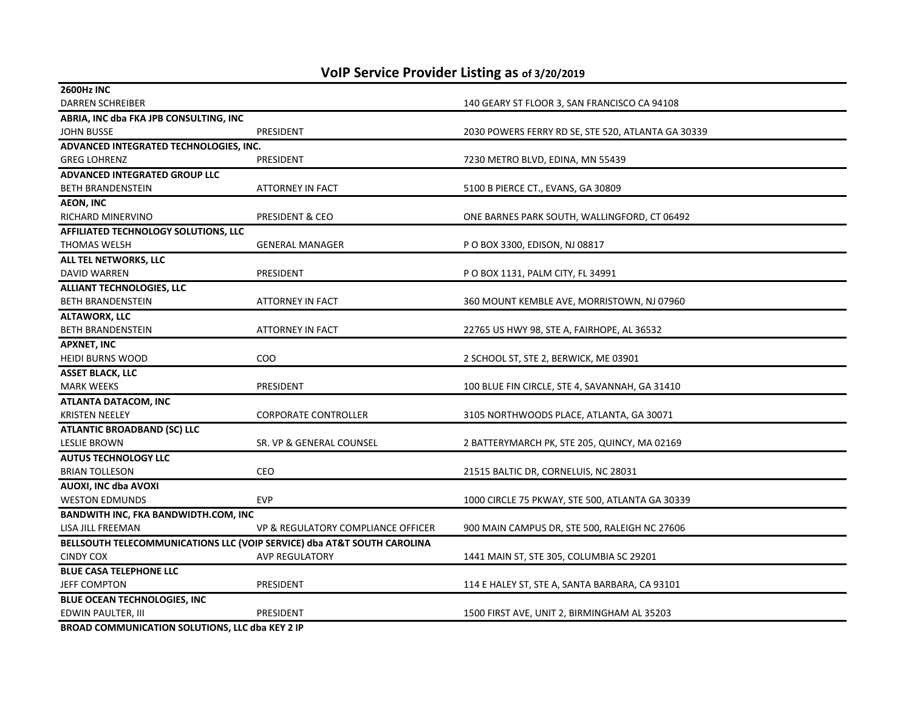# VoIP Service Provider Listing as of 3/20/2019

**2600Hz INC**
DARREN SCHREIBER | | 140 GEARY ST FLOOR 3, SAN FRANCISCO CA 94108

**ABRIA, INC dba FKA JPB CONSULTING, INC**
JOHN BUSSE | PRESIDENT | 2030 POWERS FERRY RD SE, STE 520, ATLANTA GA 30339

**ADVANCED INTEGRATED TECHNOLOGIES, INC.**
GREG LOHRENZ | PRESIDENT | 7230 METRO BLVD, EDINA, MN 55439

**ADVANCED INTEGRATED GROUP LLC**
BETH BRANDENSTEIN | ATTORNEY IN FACT | 5100 B PIERCE CT., EVANS, GA 30809

**AEON, INC**
RICHARD MINERVINO | PRESIDENT & CEO | ONE BARNES PARK SOUTH, WALLINGFORD, CT 06492

**AFFILIATED TECHNOLOGY SOLUTIONS, LLC**
THOMAS WELSH | GENERAL MANAGER | P O BOX 3300, EDISON, NJ 08817

**ALL TEL NETWORKS, LLC**
DAVID WARREN | PRESIDENT | P O BOX 1131, PALM CITY, FL 34991

**ALLIANT TECHNOLOGIES, LLC**
BETH BRANDENSTEIN | ATTORNEY IN FACT | 360 MOUNT KEMBLE AVE, MORRISTOWN, NJ 07960

**ALTAWORX, LLC**
BETH BRANDENSTEIN | ATTORNEY IN FACT | 22765 US HWY 98, STE A, FAIRHOPE, AL 36532

**APXNET, INC**
HEIDI BURNS WOOD | COO | 2 SCHOOL ST, STE 2, BERWICK, ME 03901

**ASSET BLACK, LLC**
MARK WEEKS | PRESIDENT | 100 BLUE FIN CIRCLE, STE 4, SAVANNAH, GA 31410

**ATLANTA DATACOM, INC**
KRISTEN NEELEY | CORPORATE CONTROLLER | 3105 NORTHWOODS PLACE, ATLANTA, GA 30071

**ATLANTIC BROADBAND (SC) LLC**
LESLIE BROWN | SR. VP & GENERAL COUNSEL | 2 BATTERYMARCH PK, STE 205, QUINCY, MA 02169

**AUTUS TECHNOLOGY LLC**
BRIAN TOLLESON | CEO | 21515 BALTIC DR, CORNELUIS, NC 28031

**AUOXI, INC dba AVOXI**
WESTON EDMUNDS | EVP | 1000 CIRCLE 75 PKWAY, STE 500, ATLANTA GA 30339

**BANDWITH INC, FKA BANDWIDTH.COM, INC**
LISA JILL FREEMAN | VP & REGULATORY COMPLIANCE OFFICER | 900 MAIN CAMPUS DR, STE 500, RALEIGH NC 27606

**BELLSOUTH TELECOMMUNICATIONS LLC (VOIP SERVICE) dba AT&T SOUTH CAROLINA**
CINDY COX | AVP REGULATORY | 1441 MAIN ST, STE 305, COLUMBIA SC 29201

**BLUE CASA TELEPHONE LLC**
JEFF COMPTON | PRESIDENT | 114 E HALEY ST, STE A, SANTA BARBARA, CA 93101

**BLUE OCEAN TECHNOLOGIES, INC**
EDWIN PAULTER, III | PRESIDENT | 1500 FIRST AVE, UNIT 2, BIRMINGHAM AL 35203

**BROAD COMMUNICATION SOLUTIONS, LLC dba KEY 2 IP**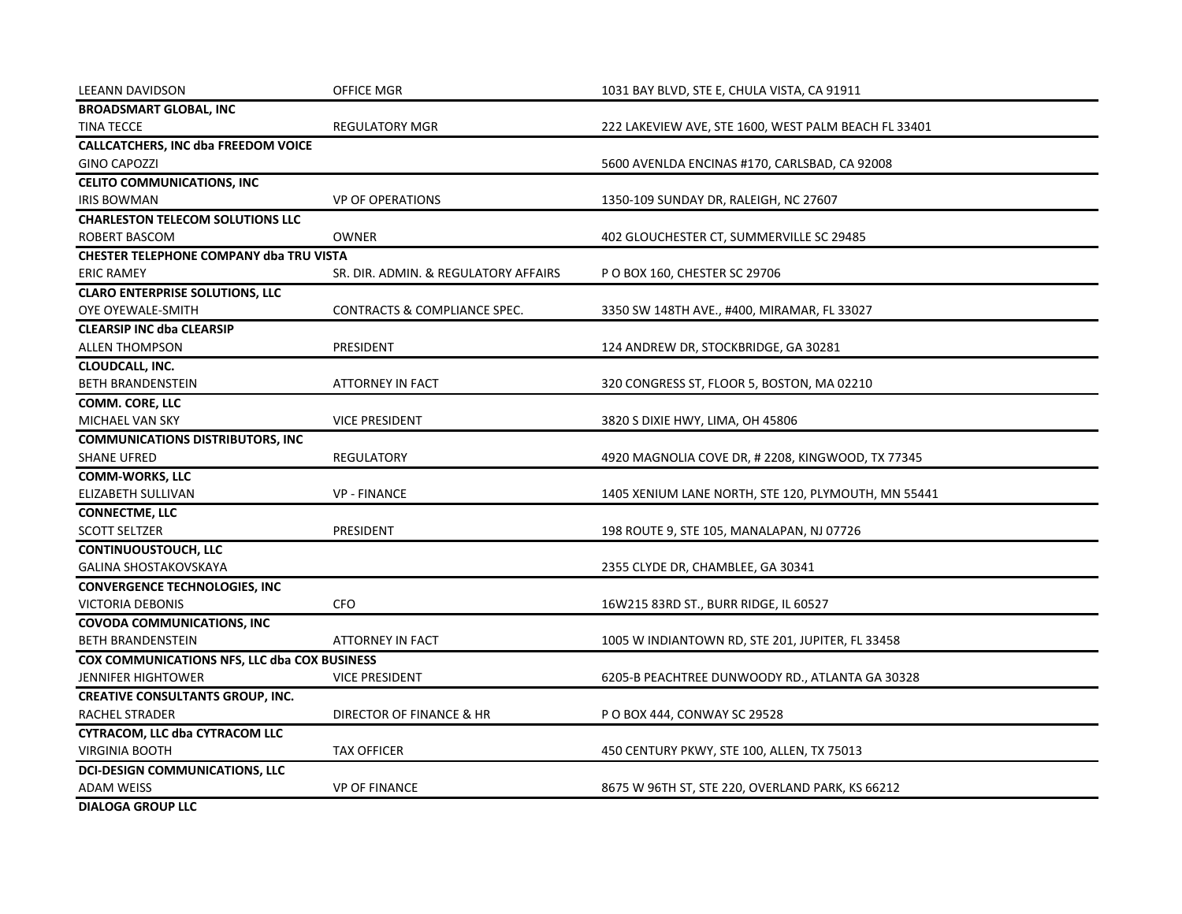| | | |
|---|---|---|
| LEEANN DAVIDSON | OFFICE MGR | 1031 BAY BLVD, STE E, CHULA VISTA, CA 91911 |
| **BROADSMART GLOBAL, INC** | | |
| TINA TECCE | REGULATORY MGR | 222 LAKEVIEW AVE, STE 1600, WEST PALM BEACH FL 33401 |
| **CALLCATCHERS, INC dba FREEDOM VOICE** | | |
| GINO CAPOZZI | | 5600 AVENLDA ENCINAS #170, CARLSBAD, CA 92008 |
| **CELITO COMMUNICATIONS, INC** | | |
| IRIS BOWMAN | VP OF OPERATIONS | 1350-109 SUNDAY DR, RALEIGH, NC 27607 |
| **CHARLESTON TELECOM SOLUTIONS LLC** | | |
| ROBERT BASCOM | OWNER | 402 GLOUCHESTER CT, SUMMERVILLE SC 29485 |
| **CHESTER TELEPHONE COMPANY dba TRU VISTA** | | |
| ERIC RAMEY | SR. DIR. ADMIN. & REGULATORY AFFAIRS | P O BOX 160, CHESTER SC 29706 |
| **CLARO ENTERPRISE SOLUTIONS, LLC** | | |
| OYE OYEWALE-SMITH | CONTRACTS & COMPLIANCE SPEC. | 3350 SW 148TH AVE., #400, MIRAMAR, FL 33027 |
| **CLEARSIP INC dba CLEARSIP** | | |
| ALLEN THOMPSON | PRESIDENT | 124 ANDREW DR, STOCKBRIDGE, GA 30281 |
| **CLOUDCALL, INC.** | | |
| BETH BRANDENSTEIN | ATTORNEY IN FACT | 320 CONGRESS ST, FLOOR 5, BOSTON, MA 02210 |
| **COMM. CORE, LLC** | | |
| MICHAEL VAN SKY | VICE PRESIDENT | 3820 S DIXIE HWY, LIMA, OH 45806 |
| **COMMUNICATIONS DISTRIBUTORS, INC** | | |
| SHANE UFRED | REGULATORY | 4920 MAGNOLIA COVE DR, # 2208, KINGWOOD, TX 77345 |
| **COMM-WORKS, LLC** | | |
| ELIZABETH SULLIVAN | VP - FINANCE | 1405 XENIUM LANE NORTH, STE 120, PLYMOUTH, MN 55441 |
| **CONNECTME, LLC** | | |
| SCOTT SELTZER | PRESIDENT | 198 ROUTE 9, STE 105, MANALAPAN, NJ 07726 |
| **CONTINUOUSTOUCH, LLC** | | |
| GALINA SHOSTAKOVSKAYA | | 2355 CLYDE DR, CHAMBLEE, GA 30341 |
| **CONVERGENCE TECHNOLOGIES, INC** | | |
| VICTORIA DEBONIS | CFO | 16W215 83RD ST., BURR RIDGE, IL 60527 |
| **COVODA COMMUNICATIONS, INC** | | |
| BETH BRANDENSTEIN | ATTORNEY IN FACT | 1005 W INDIANTOWN RD, STE 201, JUPITER, FL 33458 |
| **COX COMMUNICATIONS NFS, LLC dba COX BUSINESS** | | |
| JENNIFER HIGHTOWER | VICE PRESIDENT | 6205-B PEACHTREE DUNWOODY RD., ATLANTA GA 30328 |
| **CREATIVE CONSULTANTS GROUP, INC.** | | |
| RACHEL STRADER | DIRECTOR OF FINANCE & HR | P O BOX 444, CONWAY SC 29528 |
| **CYTRACOM, LLC dba CYTRACOM LLC** | | |
| VIRGINIA BOOTH | TAX OFFICER | 450 CENTURY PKWY, STE 100, ALLEN, TX 75013 |
| **DCI-DESIGN COMMUNICATIONS, LLC** | | |
| ADAM WEISS | VP OF FINANCE | 8675 W 96TH ST, STE 220, OVERLAND PARK, KS 66212 |
| **DIALOGA GROUP LLC** | | |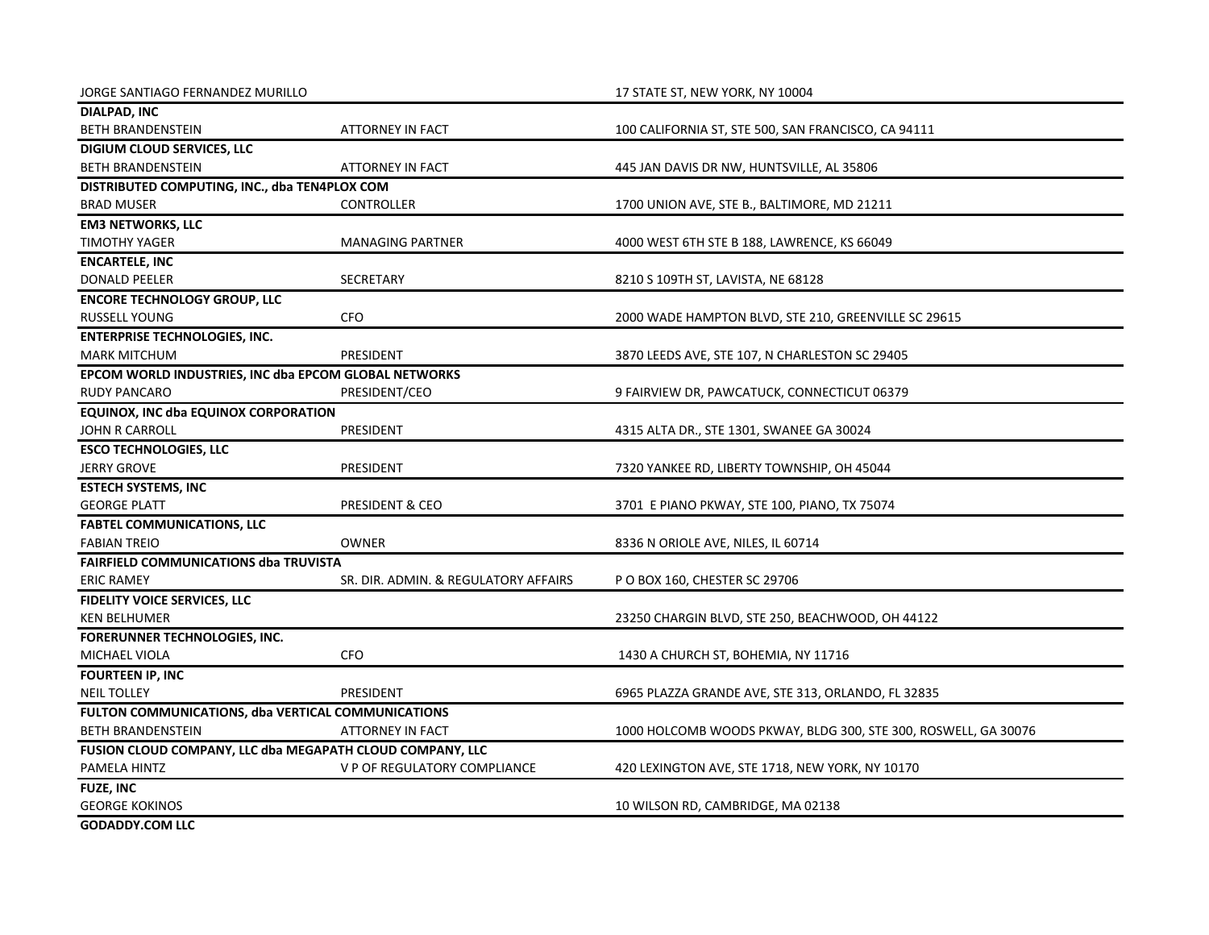| | | |
|---|---|---|
| JORGE SANTIAGO FERNANDEZ MURILLO | | 17 STATE ST, NEW YORK, NY 10004 |
| **DIALPAD, INC** | | |
| BETH BRANDENSTEIN | ATTORNEY IN FACT | 100 CALIFORNIA ST, STE 500, SAN FRANCISCO, CA 94111 |
| **DIGIUM CLOUD SERVICES, LLC** | | |
| BETH BRANDENSTEIN | ATTORNEY IN FACT | 445 JAN DAVIS DR NW, HUNTSVILLE, AL 35806 |
| **DISTRIBUTED COMPUTING, INC., dba TEN4PLOX COM** | | |
| BRAD MUSER | CONTROLLER | 1700 UNION AVE, STE B., BALTIMORE, MD 21211 |
| **EM3 NETWORKS, LLC** | | |
| TIMOTHY YAGER | MANAGING PARTNER | 4000 WEST 6TH STE B 188, LAWRENCE, KS 66049 |
| **ENCARTELE, INC** | | |
| DONALD PEELER | SECRETARY | 8210 S 109TH ST, LAVISTA, NE 68128 |
| **ENCORE TECHNOLOGY GROUP, LLC** | | |
| RUSSELL YOUNG | CFO | 2000 WADE HAMPTON BLVD, STE 210, GREENVILLE SC 29615 |
| **ENTERPRISE TECHNOLOGIES, INC.** | | |
| MARK MITCHUM | PRESIDENT | 3870 LEEDS AVE, STE 107, N CHARLESTON SC 29405 |
| **EPCOM WORLD INDUSTRIES, INC dba EPCOM GLOBAL NETWORKS** | | |
| RUDY PANCARO | PRESIDENT/CEO | 9 FAIRVIEW DR, PAWCATUCK, CONNECTICUT 06379 |
| **EQUINOX, INC dba EQUINOX CORPORATION** | | |
| JOHN R CARROLL | PRESIDENT | 4315 ALTA DR., STE 1301, SWANEE GA 30024 |
| **ESCO TECHNOLOGIES, LLC** | | |
| JERRY GROVE | PRESIDENT | 7320 YANKEE RD, LIBERTY TOWNSHIP, OH 45044 |
| **ESTECH SYSTEMS, INC** | | |
| GEORGE PLATT | PRESIDENT & CEO | 3701 E PIANO PKWAY, STE 100, PIANO, TX 75074 |
| **FABTEL COMMUNICATIONS, LLC** | | |
| FABIAN TREIO | OWNER | 8336 N ORIOLE AVE, NILES, IL 60714 |
| **FAIRFIELD COMMUNICATIONS dba TRUVISTA** | | |
| ERIC RAMEY | SR. DIR. ADMIN. & REGULATORY AFFAIRS | P O BOX 160, CHESTER SC 29706 |
| **FIDELITY VOICE SERVICES, LLC** | | |
| KEN BELHUMER | | 23250 CHARGIN BLVD, STE 250, BEACHWOOD, OH 44122 |
| **FORERUNNER TECHNOLOGIES, INC.** | | |
| MICHAEL VIOLA | CFO | 1430 A CHURCH ST, BOHEMIA, NY 11716 |
| **FOURTEEN IP, INC** | | |
| NEIL TOLLEY | PRESIDENT | 6965 PLAZZA GRANDE AVE, STE 313, ORLANDO, FL 32835 |
| **FULTON COMMUNICATIONS, dba VERTICAL COMMUNICATIONS** | | |
| BETH BRANDENSTEIN | ATTORNEY IN FACT | 1000 HOLCOMB WOODS PKWAY, BLDG 300, STE 300, ROSWELL, GA 30076 |
| **FUSION CLOUD COMPANY, LLC dba MEGAPATH CLOUD COMPANY, LLC** | | |
| PAMELA HINTZ | V P OF REGULATORY COMPLIANCE | 420 LEXINGTON AVE, STE 1718, NEW YORK, NY 10170 |
| **FUZE, INC** | | |
| GEORGE KOKINOS | | 10 WILSON RD, CAMBRIDGE, MA 02138 |
| **GODADDY.COM LLC** | | |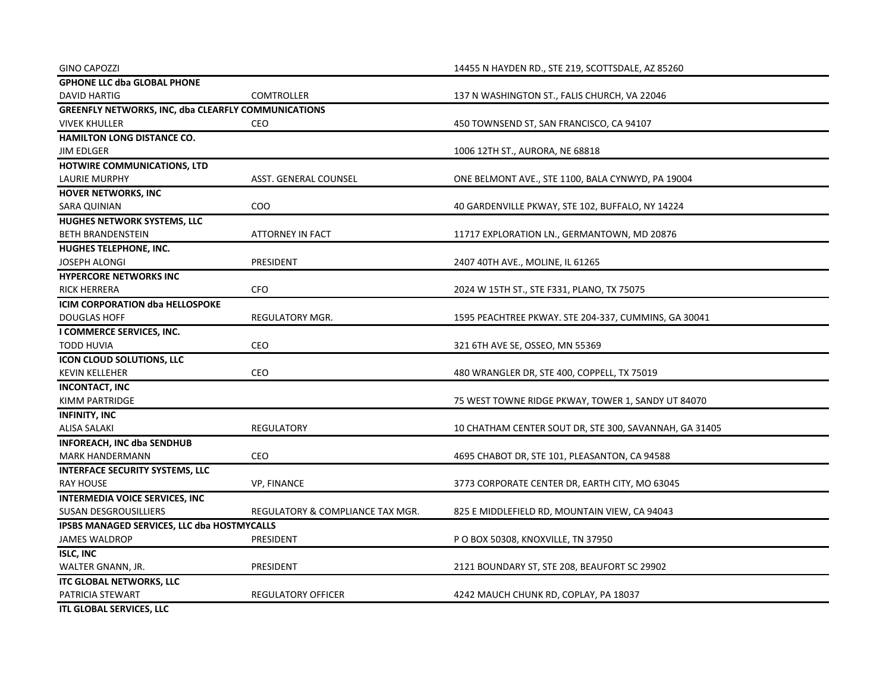| | | |
|---|---|---|
| GINO CAPOZZI | | 14455 N HAYDEN RD., STE 219, SCOTTSDALE, AZ 85260 |
| **GPHONE LLC dba GLOBAL PHONE** | | |
| DAVID HARTIG | COMTROLLER | 137 N WASHINGTON ST., FALIS CHURCH, VA 22046 |
| **GREENFLY NETWORKS, INC, dba CLEARFLY COMMUNICATIONS** | | |
| VIVEK KHULLER | CEO | 450 TOWNSEND ST, SAN FRANCISCO, CA 94107 |
| **HAMILTON LONG DISTANCE CO.** | | |
| JIM EDLGER | | 1006 12TH ST., AURORA, NE 68818 |
| **HOTWIRE COMMUNICATIONS, LTD** | | |
| LAURIE MURPHY | ASST. GENERAL COUNSEL | ONE BELMONT AVE., STE 1100, BALA CYNWYD, PA 19004 |
| **HOVER NETWORKS, INC** | | |
| SARA QUINIAN | COO | 40 GARDENVILLE PKWAY, STE 102, BUFFALO, NY 14224 |
| **HUGHES NETWORK SYSTEMS, LLC** | | |
| BETH BRANDENSTEIN | ATTORNEY IN FACT | 11717 EXPLORATION LN., GERMANTOWN, MD 20876 |
| **HUGHES TELEPHONE, INC.** | | |
| JOSEPH ALONGI | PRESIDENT | 2407 40TH AVE., MOLINE, IL 61265 |
| **HYPERCORE NETWORKS INC** | | |
| RICK HERRERA | CFO | 2024 W 15TH ST., STE F331, PLANO, TX 75075 |
| **ICIM CORPORATION dba HELLOSPOKE** | | |
| DOUGLAS HOFF | REGULATORY MGR. | 1595 PEACHTREE PKWAY. STE 204-337, CUMMINS, GA 30041 |
| **I COMMERCE SERVICES, INC.** | | |
| TODD HUVIA | CEO | 321 6TH AVE SE, OSSEO, MN 55369 |
| **ICON CLOUD SOLUTIONS, LLC** | | |
| KEVIN KELLEHER | CEO | 480 WRANGLER DR, STE 400, COPPELL, TX 75019 |
| **INCONTACT, INC** | | |
| KIMM PARTRIDGE | | 75 WEST TOWNE RIDGE PKWAY, TOWER 1, SANDY UT 84070 |
| **INFINITY, INC** | | |
| ALISA SALAKI | REGULATORY | 10 CHATHAM CENTER SOUT DR, STE 300, SAVANNAH, GA 31405 |
| **INFOREACH, INC dba SENDHUB** | | |
| MARK HANDERMANN | CEO | 4695 CHABOT DR, STE 101, PLEASANTON, CA 94588 |
| **INTERFACE SECURITY SYSTEMS, LLC** | | |
| RAY HOUSE | VP, FINANCE | 3773 CORPORATE CENTER DR, EARTH CITY, MO 63045 |
| **INTERMEDIA VOICE SERVICES, INC** | | |
| SUSAN DESGROUSILLIERS | REGULATORY & COMPLIANCE TAX MGR. | 825 E MIDDLEFIELD RD, MOUNTAIN VIEW, CA 94043 |
| **IPSBS MANAGED SERVICES, LLC dba HOSTMYCALLS** | | |
| JAMES WALDROP | PRESIDENT | P O BOX 50308, KNOXVILLE, TN 37950 |
| **ISLC, INC** | | |
| WALTER GNANN, JR. | PRESIDENT | 2121 BOUNDARY ST, STE 208, BEAUFORT SC 29902 |
| **ITC GLOBAL NETWORKS, LLC** | | |
| PATRICIA STEWART | REGULATORY OFFICER | 4242 MAUCH CHUNK RD, COPLAY, PA 18037 |
| **ITL GLOBAL SERVICES, LLC** | | |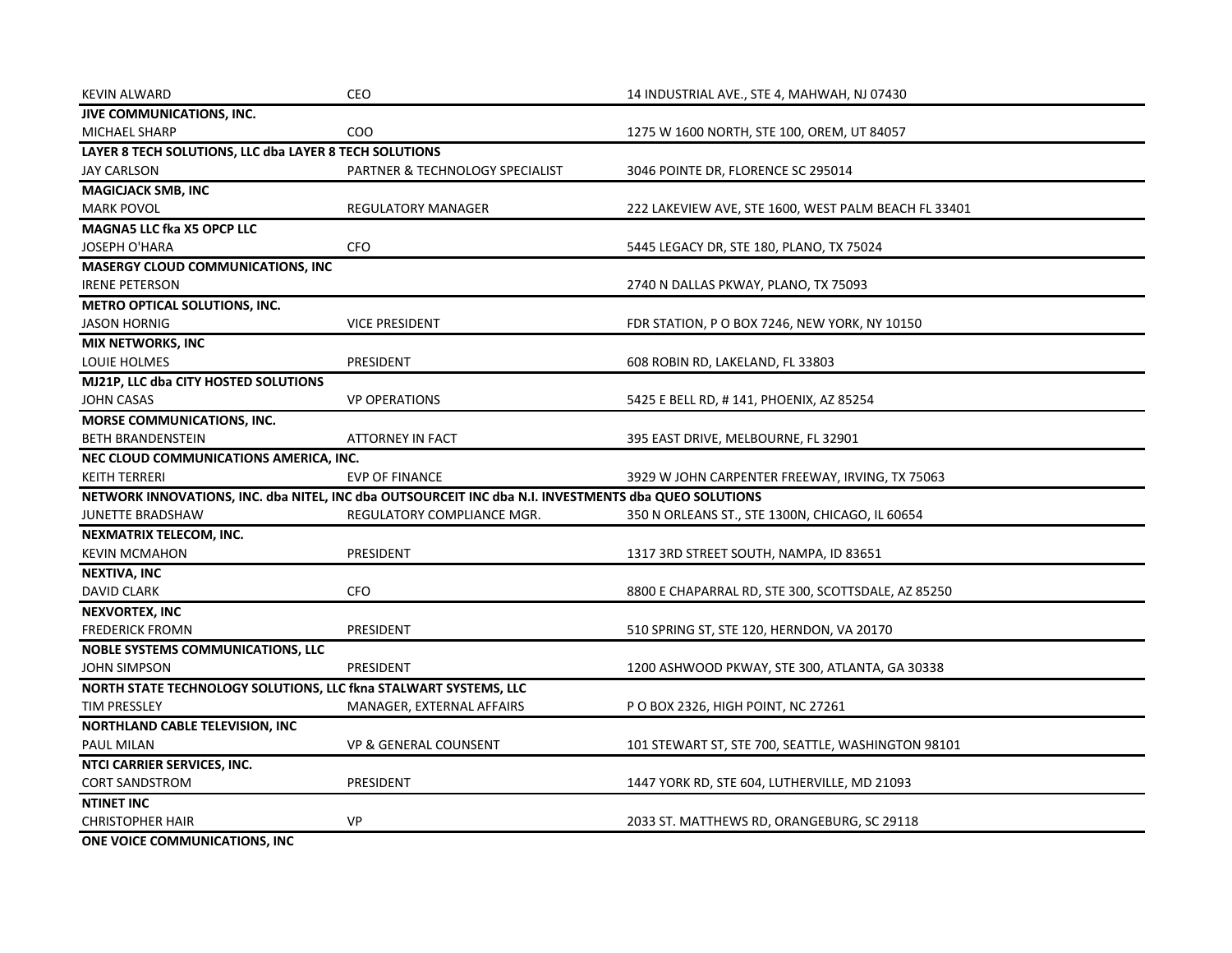| | | |
|---|---|---|
| KEVIN ALWARD | CEO | 14 INDUSTRIAL AVE., STE 4, MAHWAH, NJ 07430 |
| **JIVE COMMUNICATIONS, INC.** | | |
| MICHAEL SHARP | COO | 1275 W 1600 NORTH, STE 100, OREM, UT 84057 |
| **LAYER 8 TECH SOLUTIONS, LLC dba LAYER 8 TECH SOLUTIONS** | | |
| JAY CARLSON | PARTNER & TECHNOLOGY SPECIALIST | 3046 POINTE DR, FLORENCE SC 295014 |
| **MAGICJACK SMB, INC** | | |
| MARK POVOL | REGULATORY MANAGER | 222 LAKEVIEW AVE, STE 1600, WEST PALM BEACH FL 33401 |
| **MAGNA5 LLC fka X5 OPCP LLC** | | |
| JOSEPH O'HARA | CFO | 5445 LEGACY DR, STE 180, PLANO, TX 75024 |
| **MASERGY CLOUD COMMUNICATIONS, INC** | | |
| IRENE PETERSON | | 2740 N DALLAS PKWAY, PLANO, TX 75093 |
| **METRO OPTICAL SOLUTIONS, INC.** | | |
| JASON HORNIG | VICE PRESIDENT | FDR STATION, P O BOX 7246, NEW YORK, NY 10150 |
| **MIX NETWORKS, INC** | | |
| LOUIE HOLMES | PRESIDENT | 608 ROBIN RD, LAKELAND, FL 33803 |
| **MJ21P, LLC dba CITY HOSTED SOLUTIONS** | | |
| JOHN CASAS | VP OPERATIONS | 5425 E BELL RD, # 141, PHOENIX, AZ 85254 |
| **MORSE COMMUNICATIONS, INC.** | | |
| BETH BRANDENSTEIN | ATTORNEY IN FACT | 395 EAST DRIVE, MELBOURNE, FL 32901 |
| **NEC CLOUD COMMUNICATIONS AMERICA, INC.** | | |
| KEITH TERRERI | EVP OF FINANCE | 3929 W JOHN CARPENTER FREEWAY, IRVING, TX 75063 |
| **NETWORK INNOVATIONS, INC. dba NITEL, INC dba OUTSOURCEIT INC dba N.I. INVESTMENTS dba QUEO SOLUTIONS** | | |
| JUNETTE BRADSHAW | REGULATORY COMPLIANCE MGR. | 350 N ORLEANS ST., STE 1300N, CHICAGO, IL 60654 |
| **NEXMATRIX TELECOM, INC.** | | |
| KEVIN MCMAHON | PRESIDENT | 1317 3RD STREET SOUTH, NAMPA, ID 83651 |
| **NEXTIVA, INC** | | |
| DAVID CLARK | CFO | 8800 E CHAPARRAL RD, STE 300, SCOTTSDALE, AZ 85250 |
| **NEXVORTEX, INC** | | |
| FREDERICK FROMN | PRESIDENT | 510 SPRING ST, STE 120, HERNDON, VA 20170 |
| **NOBLE SYSTEMS COMMUNICATIONS, LLC** | | |
| JOHN SIMPSON | PRESIDENT | 1200 ASHWOOD PKWAY, STE 300, ATLANTA, GA 30338 |
| **NORTH STATE TECHNOLOGY SOLUTIONS, LLC fkna STALWART SYSTEMS, LLC** | | |
| TIM PRESSLEY | MANAGER, EXTERNAL AFFAIRS | P O BOX 2326, HIGH POINT, NC 27261 |
| **NORTHLAND CABLE TELEVISION, INC** | | |
| PAUL MILAN | VP & GENERAL COUNSENT | 101 STEWART ST, STE 700, SEATTLE, WASHINGTON 98101 |
| **NTCI CARRIER SERVICES, INC.** | | |
| CORT SANDSTROM | PRESIDENT | 1447 YORK RD, STE 604, LUTHERVILLE, MD 21093 |
| **NTINET INC** | | |
| CHRISTOPHER HAIR | VP | 2033 ST. MATTHEWS RD, ORANGEBURG, SC 29118 |
| **ONE VOICE COMMUNICATIONS, INC** | | |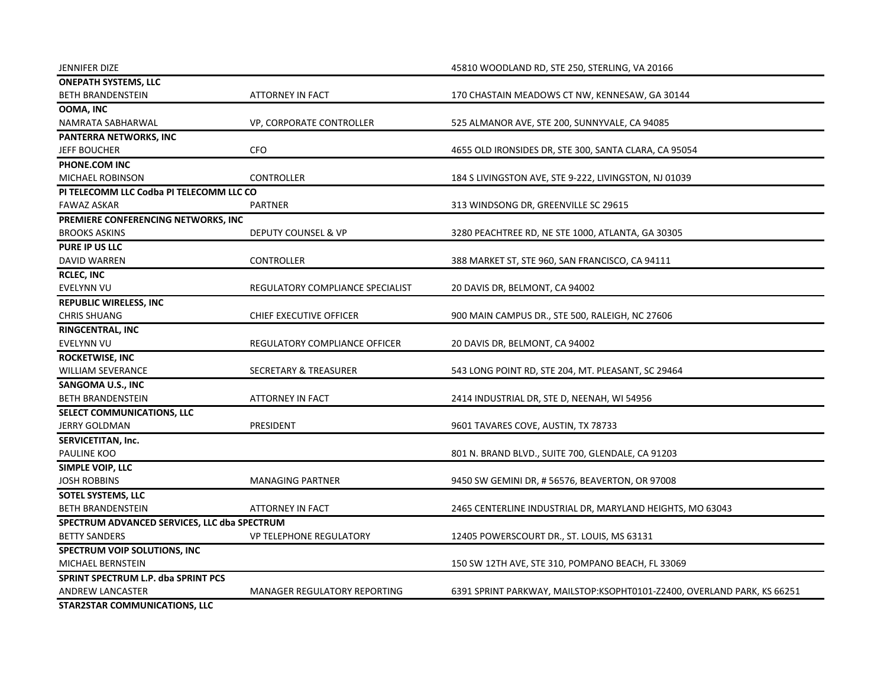| | | |
|---|---|---|
| JENNIFER DIZE | | 45810 WOODLAND RD, STE 250, STERLING, VA 20166 |
| **ONEPATH SYSTEMS, LLC** | | |
| BETH BRANDENSTEIN | ATTORNEY IN FACT | 170 CHASTAIN MEADOWS CT NW, KENNESAW, GA 30144 |
| **OOMA, INC** | | |
| NAMRATA SABHARWAL | VP, CORPORATE CONTROLLER | 525 ALMANOR AVE, STE 200, SUNNYVALE, CA 94085 |
| **PANTERRA NETWORKS, INC** | | |
| JEFF BOUCHER | CFO | 4655 OLD IRONSIDES DR, STE 300, SANTA CLARA, CA 95054 |
| **PHONE.COM INC** | | |
| MICHAEL ROBINSON | CONTROLLER | 184 S LIVINGSTON AVE, STE 9-222, LIVINGSTON, NJ 01039 |
| **PI TELECOMM LLC Codba PI TELECOMM LLC CO** | | |
| FAWAZ ASKAR | PARTNER | 313 WINDSONG DR, GREENVILLE SC 29615 |
| **PREMIERE CONFERENCING NETWORKS, INC** | | |
| BROOKS ASKINS | DEPUTY COUNSEL & VP | 3280 PEACHTREE RD, NE STE 1000, ATLANTA, GA 30305 |
| **PURE IP US LLC** | | |
| DAVID WARREN | CONTROLLER | 388 MARKET ST, STE 960, SAN FRANCISCO, CA 94111 |
| **RCLEC, INC** | | |
| EVELYNN VU | REGULATORY COMPLIANCE SPECIALIST | 20 DAVIS DR, BELMONT, CA 94002 |
| **REPUBLIC WIRELESS, INC** | | |
| CHRIS SHUANG | CHIEF EXECUTIVE OFFICER | 900 MAIN CAMPUS DR., STE 500, RALEIGH, NC 27606 |
| **RINGCENTRAL, INC** | | |
| EVELYNN VU | REGULATORY COMPLIANCE OFFICER | 20 DAVIS DR, BELMONT, CA 94002 |
| **ROCKETWISE, INC** | | |
| WILLIAM SEVERANCE | SECRETARY & TREASURER | 543 LONG POINT RD, STE 204, MT. PLEASANT, SC 29464 |
| **SANGOMA U.S., INC** | | |
| BETH BRANDENSTEIN | ATTORNEY IN FACT | 2414 INDUSTRIAL DR, STE D, NEENAH, WI 54956 |
| **SELECT COMMUNICATIONS, LLC** | | |
| JERRY GOLDMAN | PRESIDENT | 9601 TAVARES COVE, AUSTIN, TX 78733 |
| **SERVICETITAN, Inc.** | | |
| PAULINE KOO | | 801 N. BRAND BLVD., SUITE 700, GLENDALE, CA 91203 |
| **SIMPLE VOIP, LLC** | | |
| JOSH ROBBINS | MANAGING PARTNER | 9450 SW GEMINI DR, # 56576, BEAVERTON, OR 97008 |
| **SOTEL SYSTEMS, LLC** | | |
| BETH BRANDENSTEIN | ATTORNEY IN FACT | 2465 CENTERLINE INDUSTRIAL DR, MARYLAND HEIGHTS, MO 63043 |
| **SPECTRUM ADVANCED SERVICES, LLC dba SPECTRUM** | | |
| BETTY SANDERS | VP TELEPHONE REGULATORY | 12405 POWERSCOURT DR., ST. LOUIS, MS 63131 |
| **SPECTRUM VOIP SOLUTIONS, INC** | | |
| MICHAEL BERNSTEIN | | 150 SW 12TH AVE, STE 310, POMPANO BEACH, FL 33069 |
| **SPRINT SPECTRUM L.P. dba SPRINT PCS** | | |
| ANDREW LANCASTER | MANAGER REGULATORY REPORTING | 6391 SPRINT PARKWAY, MAILSTOP:KSOPHT0101-Z2400, OVERLAND PARK, KS 66251 |
| **STAR2STAR COMMUNICATIONS, LLC** | | |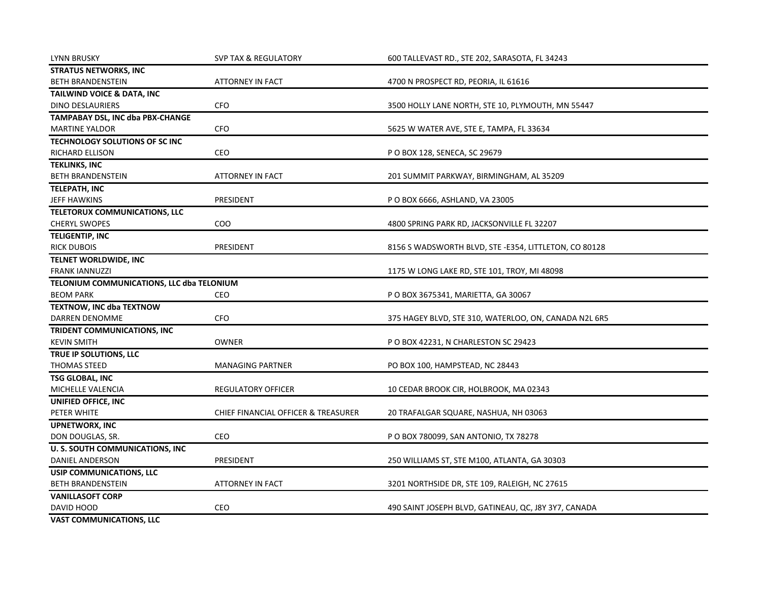| | | |
|---|---|---|
| LYNN BRUSKY | SVP TAX & REGULATORY | 600 TALLEVAST RD., STE 202, SARASOTA, FL 34243 |
| **STRATUS NETWORKS, INC** | | |
| BETH BRANDENSTEIN | ATTORNEY IN FACT | 4700 N PROSPECT RD, PEORIA, IL 61616 |
| **TAILWIND VOICE & DATA, INC** | | |
| DINO DESLAURIERS | CFO | 3500 HOLLY LANE NORTH, STE 10, PLYMOUTH, MN 55447 |
| **TAMPABAY DSL, INC dba PBX-CHANGE** | | |
| MARTINE YALDOR | CFO | 5625 W WATER AVE, STE E, TAMPA, FL 33634 |
| **TECHNOLOGY SOLUTIONS OF SC INC** | | |
| RICHARD ELLISON | CEO | P O BOX 128, SENECA, SC 29679 |
| **TEKLINKS, INC** | | |
| BETH BRANDENSTEIN | ATTORNEY IN FACT | 201 SUMMIT PARKWAY, BIRMINGHAM, AL 35209 |
| **TELEPATH, INC** | | |
| JEFF HAWKINS | PRESIDENT | P O BOX 6666, ASHLAND, VA 23005 |
| **TELETORUX COMMUNICATIONS, LLC** | | |
| CHERYL SWOPES | COO | 4800 SPRING PARK RD, JACKSONVILLE FL 32207 |
| **TELIGENTIP, INC** | | |
| RICK DUBOIS | PRESIDENT | 8156 S WADSWORTH BLVD, STE -E354, LITTLETON, CO 80128 |
| **TELNET WORLDWIDE, INC** | | |
| FRANK IANNUZZI | | 1175 W LONG LAKE RD, STE 101, TROY, MI 48098 |
| **TELONIUM COMMUNICATIONS, LLC dba TELONIUM** | | |
| BEOM PARK | CEO | P O BOX 3675341, MARIETTA, GA 30067 |
| **TEXTNOW, INC dba TEXTNOW** | | |
| DARREN DENOMME | CFO | 375 HAGEY BLVD, STE 310, WATERLOO, ON, CANADA N2L 6R5 |
| **TRIDENT COMMUNICATIONS, INC** | | |
| KEVIN SMITH | OWNER | P O BOX 42231, N CHARLESTON SC 29423 |
| **TRUE IP SOLUTIONS, LLC** | | |
| THOMAS STEED | MANAGING PARTNER | PO BOX 100, HAMPSTEAD, NC 28443 |
| **TSG GLOBAL, INC** | | |
| MICHELLE VALENCIA | REGULATORY OFFICER | 10 CEDAR BROOK CIR, HOLBROOK, MA 02343 |
| **UNIFIED OFFICE, INC** | | |
| PETER WHITE | CHIEF FINANCIAL OFFICER & TREASURER | 20 TRAFALGAR SQUARE, NASHUA, NH 03063 |
| **UPNETWORX, INC** | | |
| DON DOUGLAS, SR. | CEO | P O BOX 780099, SAN ANTONIO, TX 78278 |
| **U. S. SOUTH COMMUNICATIONS, INC** | | |
| DANIEL ANDERSON | PRESIDENT | 250 WILLIAMS ST, STE M100, ATLANTA, GA 30303 |
| **USIP COMMUNICATIONS, LLC** | | |
| BETH BRANDENSTEIN | ATTORNEY IN FACT | 3201 NORTHSIDE DR, STE 109, RALEIGH, NC 27615 |
| **VANILLASOFT CORP** | | |
| DAVID HOOD | CEO | 490 SAINT JOSEPH BLVD, GATINEAU, QC, J8Y 3Y7, CANADA |
| **VAST COMMUNICATIONS, LLC** | | |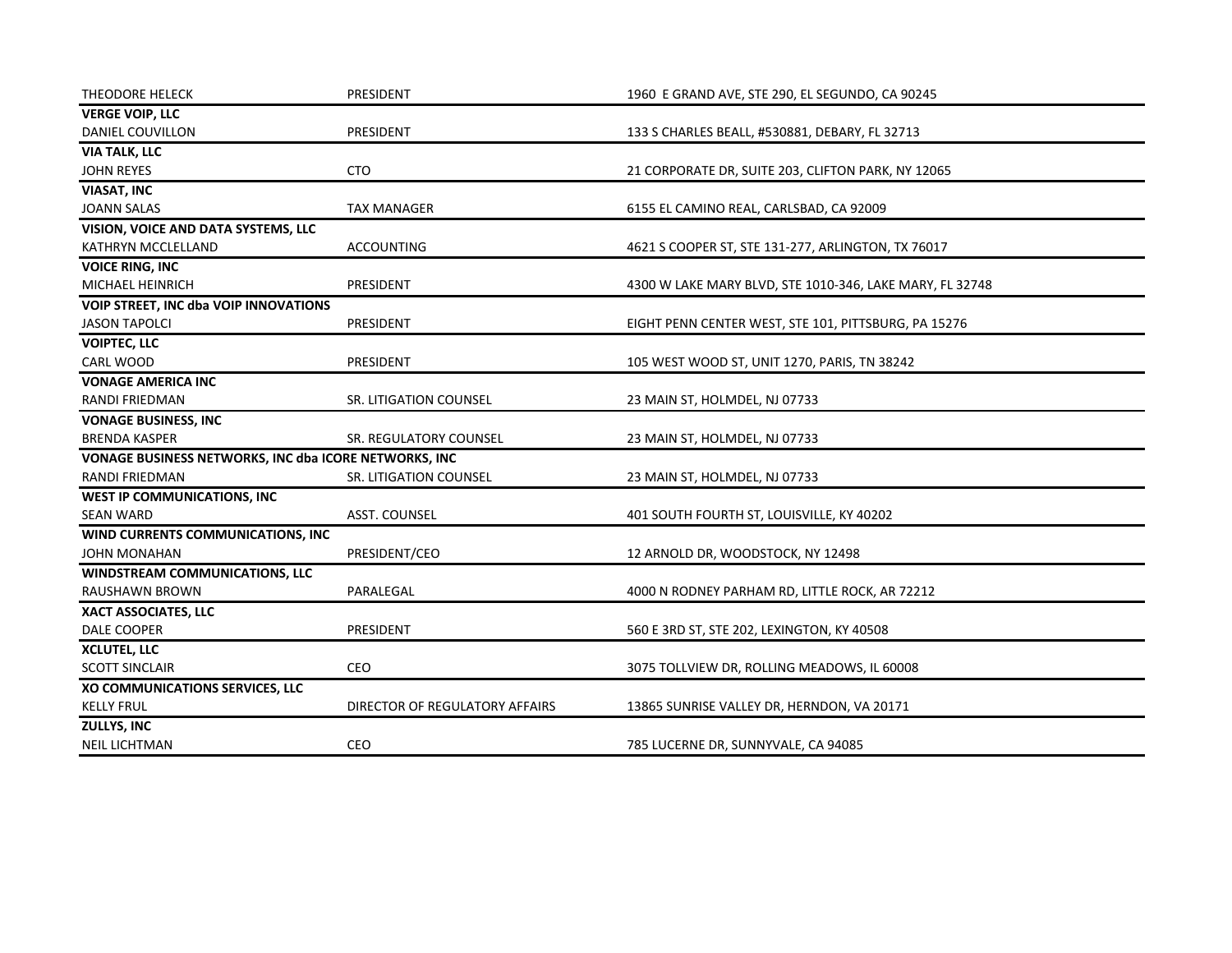| | | |
|---|---|---|
| THEODORE HELECK | PRESIDENT | 1960 E GRAND AVE, STE 290, EL SEGUNDO, CA 90245 |
| **VERGE VOIP, LLC** | | |
| DANIEL COUVILLON | PRESIDENT | 133 S CHARLES BEALL, #530881, DEBARY, FL 32713 |
| **VIA TALK, LLC** | | |
| JOHN REYES | CTO | 21 CORPORATE DR, SUITE 203, CLIFTON PARK, NY 12065 |
| **VIASAT, INC** | | |
| JOANN SALAS | TAX MANAGER | 6155 EL CAMINO REAL, CARLSBAD, CA 92009 |
| **VISION, VOICE AND DATA SYSTEMS, LLC** | | |
| KATHRYN MCCLELLAND | ACCOUNTING | 4621 S COOPER ST, STE 131-277, ARLINGTON, TX 76017 |
| **VOICE RING, INC** | | |
| MICHAEL HEINRICH | PRESIDENT | 4300 W LAKE MARY BLVD, STE 1010-346, LAKE MARY, FL 32748 |
| **VOIP STREET, INC dba VOIP INNOVATIONS** | | |
| JASON TAPOLCI | PRESIDENT | EIGHT PENN CENTER WEST, STE 101, PITTSBURG, PA 15276 |
| **VOIPTEC, LLC** | | |
| CARL WOOD | PRESIDENT | 105 WEST WOOD ST, UNIT 1270, PARIS, TN 38242 |
| **VONAGE AMERICA INC** | | |
| RANDI FRIEDMAN | SR. LITIGATION COUNSEL | 23 MAIN ST, HOLMDEL, NJ 07733 |
| **VONAGE BUSINESS, INC** | | |
| BRENDA KASPER | SR. REGULATORY COUNSEL | 23 MAIN ST, HOLMDEL, NJ 07733 |
| **VONAGE BUSINESS NETWORKS, INC dba ICORE NETWORKS, INC** | | |
| RANDI FRIEDMAN | SR. LITIGATION COUNSEL | 23 MAIN ST, HOLMDEL, NJ 07733 |
| **WEST IP COMMUNICATIONS, INC** | | |
| SEAN WARD | ASST. COUNSEL | 401 SOUTH FOURTH ST, LOUISVILLE, KY 40202 |
| **WIND CURRENTS COMMUNICATIONS, INC** | | |
| JOHN MONAHAN | PRESIDENT/CEO | 12 ARNOLD DR, WOODSTOCK, NY 12498 |
| **WINDSTREAM COMMUNICATIONS, LLC** | | |
| RAUSHAWN BROWN | PARALEGAL | 4000 N RODNEY PARHAM RD, LITTLE ROCK, AR 72212 |
| **XACT ASSOCIATES, LLC** | | |
| DALE COOPER | PRESIDENT | 560 E 3RD ST, STE 202, LEXINGTON, KY 40508 |
| **XCLUTEL, LLC** | | |
| SCOTT SINCLAIR | CEO | 3075 TOLLVIEW DR, ROLLING MEADOWS, IL 60008 |
| **XO COMMUNICATIONS SERVICES, LLC** | | |
| KELLY FRUL | DIRECTOR OF REGULATORY AFFAIRS | 13865 SUNRISE VALLEY DR, HERNDON, VA 20171 |
| **ZULLYS, INC** | | |
| NEIL LICHTMAN | CEO | 785 LUCERNE DR, SUNNYVALE, CA 94085 |